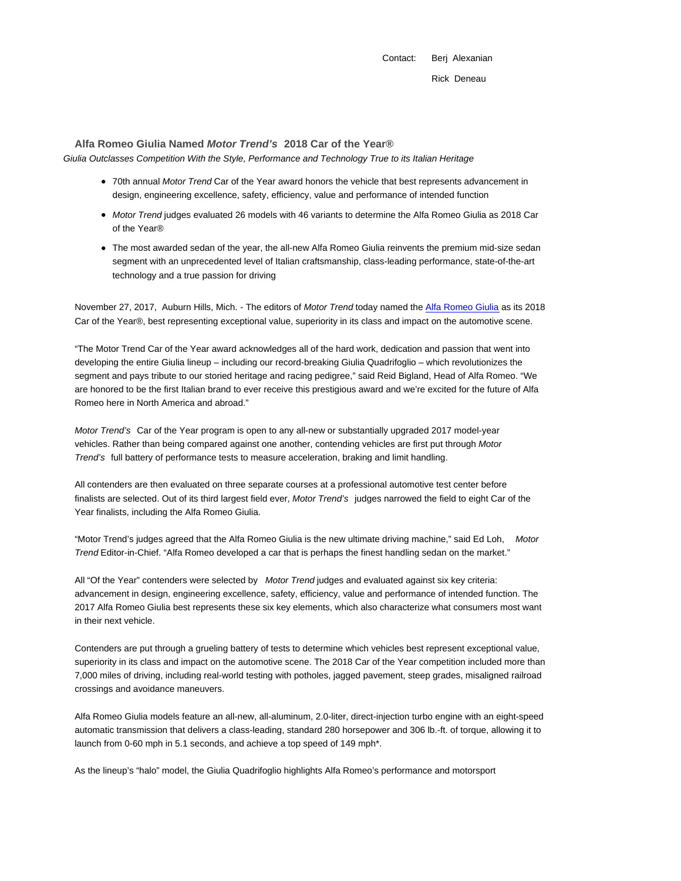Contact: Berj Alexanian

Rick Deneau

## Alfa Romeo Giulia Named *Motor Trend's* 2018 Car of the Year®

*Giulia Outclasses Competition With the Style, Performance and Technology True to its Italian Heritage*

- 70th annual *Motor Trend* Car of the Year award honors the vehicle that best represents advancement in design, engineering excellence, safety, efficiency, value and performance of intended function
- *Motor Trend* judges evaluated 26 models with 46 variants to determine the Alfa Romeo Giulia as 2018 Car of the Year®
- The most awarded sedan of the year, the all-new Alfa Romeo Giulia reinvents the premium mid-size sedan segment with an unprecedented level of Italian craftsmanship, class-leading performance, state-of-the-art technology and a true passion for driving

November 27, 2017, Auburn Hills, Mich. - The editors of *Motor Trend* today named the Alfa Romeo Giulia as its 2018 Car of the Year®, best representing exceptional value, superiority in its class and impact on the automotive scene.

"The Motor Trend Car of the Year award acknowledges all of the hard work, dedication and passion that went into developing the entire Giulia lineup – including our record-breaking Giulia Quadrifoglio – which revolutionizes the segment and pays tribute to our storied heritage and racing pedigree," said Reid Bigland, Head of Alfa Romeo. "We are honored to be the first Italian brand to ever receive this prestigious award and we're excited for the future of Alfa Romeo here in North America and abroad."

*Motor Trend's* Car of the Year program is open to any all-new or substantially upgraded 2017 model-year vehicles. Rather than being compared against one another, contending vehicles are first put through *Motor Trend's* full battery of performance tests to measure acceleration, braking and limit handling.

All contenders are then evaluated on three separate courses at a professional automotive test center before finalists are selected. Out of its third largest field ever, *Motor Trend's* judges narrowed the field to eight Car of the Year finalists, including the Alfa Romeo Giulia.

"Motor Trend's judges agreed that the Alfa Romeo Giulia is the new ultimate driving machine," said Ed Loh, *Motor Trend* Editor-in-Chief. "Alfa Romeo developed a car that is perhaps the finest handling sedan on the market."

All "Of the Year" contenders were selected by *Motor Trend* judges and evaluated against six key criteria: advancement in design, engineering excellence, safety, efficiency, value and performance of intended function. The 2017 Alfa Romeo Giulia best represents these six key elements, which also characterize what consumers most want in their next vehicle.

Contenders are put through a grueling battery of tests to determine which vehicles best represent exceptional value, superiority in its class and impact on the automotive scene. The 2018 Car of the Year competition included more than 7,000 miles of driving, including real-world testing with potholes, jagged pavement, steep grades, misaligned railroad crossings and avoidance maneuvers.

Alfa Romeo Giulia models feature an all-new, all-aluminum, 2.0-liter, direct-injection turbo engine with an eight-speed automatic transmission that delivers a class-leading, standard 280 horsepower and 306 lb.-ft. of torque, allowing it to launch from 0-60 mph in 5.1 seconds, and achieve a top speed of 149 mph*.

As the lineup's "halo" model, the Giulia Quadrifoglio highlights Alfa Romeo's performance and motorsport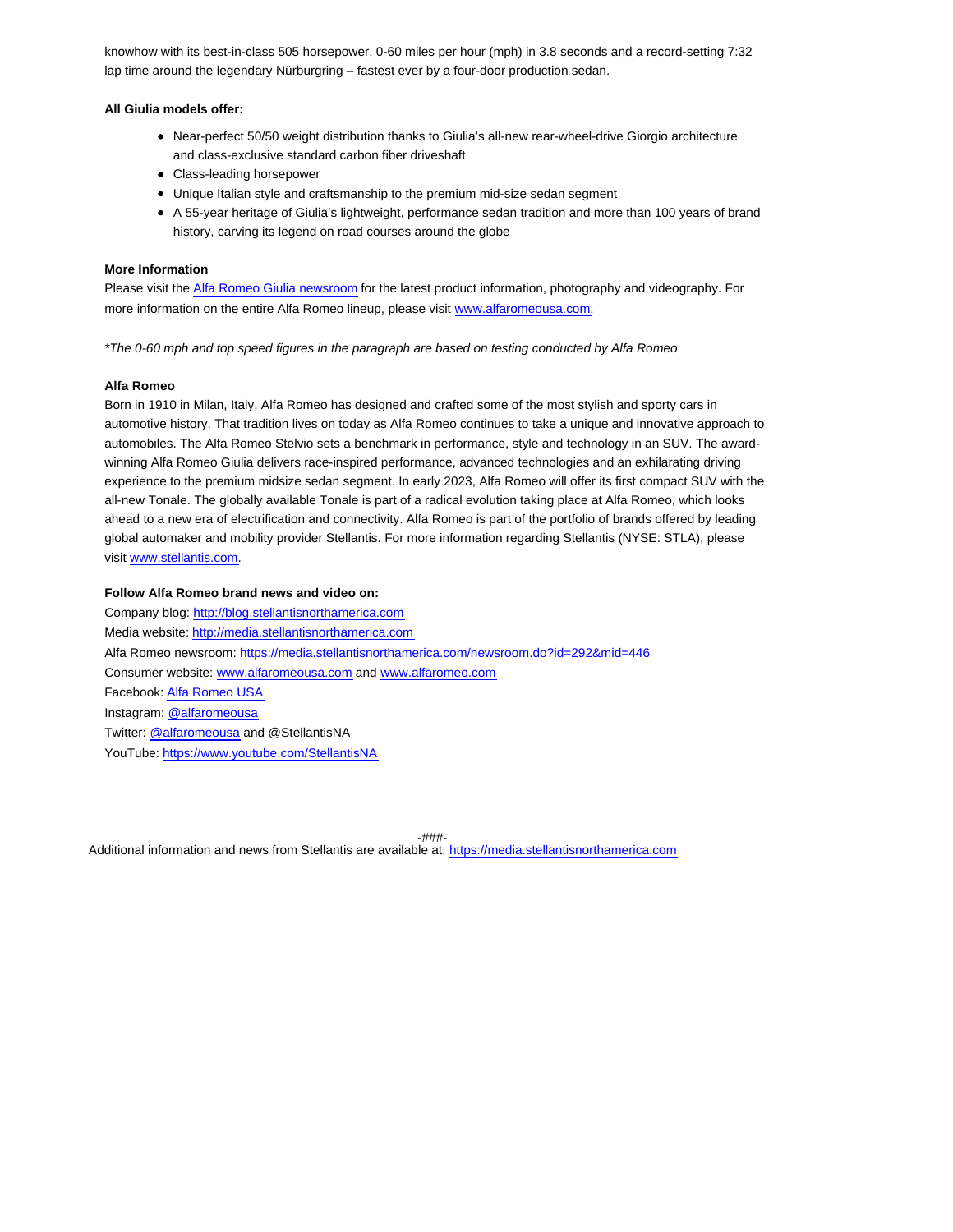knowhow with its best-in-class 505 horsepower, 0-60 miles per hour (mph) in 3.8 seconds and a record-setting 7:32 lap time around the legendary Nürburgring – fastest ever by a four-door production sedan.

**All Giulia models offer:**

- Near-perfect 50/50 weight distribution thanks to Giulia's all-new rear-wheel-drive Giorgio architecture and class-exclusive standard carbon fiber driveshaft
- Class-leading horsepower
- Unique Italian style and craftsmanship to the premium mid-size sedan segment
- A 55-year heritage of Giulia's lightweight, performance sedan tradition and more than 100 years of brand history, carving its legend on road courses around the globe

**More Information**

Please visit the Alfa Romeo Giulia newsroom for the latest product information, photography and videography. For more information on the entire Alfa Romeo lineup, please visit www.alfaromeousa.com.

*\*The 0-60 mph and top speed figures in the paragraph are based on testing conducted by Alfa Romeo*

**Alfa Romeo**

Born in 1910 in Milan, Italy, Alfa Romeo has designed and crafted some of the most stylish and sporty cars in automotive history. That tradition lives on today as Alfa Romeo continues to take a unique and innovative approach to automobiles. The Alfa Romeo Stelvio sets a benchmark in performance, style and technology in an SUV. The award-winning Alfa Romeo Giulia delivers race-inspired performance, advanced technologies and an exhilarating driving experience to the premium midsize sedan segment. In early 2023, Alfa Romeo will offer its first compact SUV with the all-new Tonale. The globally available Tonale is part of a radical evolution taking place at Alfa Romeo, which looks ahead to a new era of electrification and connectivity. Alfa Romeo is part of the portfolio of brands offered by leading global automaker and mobility provider Stellantis. For more information regarding Stellantis (NYSE: STLA), please visit www.stellantis.com.

**Follow Alfa Romeo brand news and video on:**

Company blog: http://blog.stellantisnorthamerica.com
Media website: http://media.stellantisnorthamerica.com
Alfa Romeo newsroom: https://media.stellantisnorthamerica.com/newsroom.do?id=292&mid=446
Consumer website: www.alfaromeousa.com and www.alfaromeo.com
Facebook: Alfa Romeo USA
Instagram: @alfaromeousa
Twitter: @alfaromeousa and @StellantisNA
YouTube: https://www.youtube.com/StellantisNA

-###-

Additional information and news from Stellantis are available at: https://media.stellantisnorthamerica.com